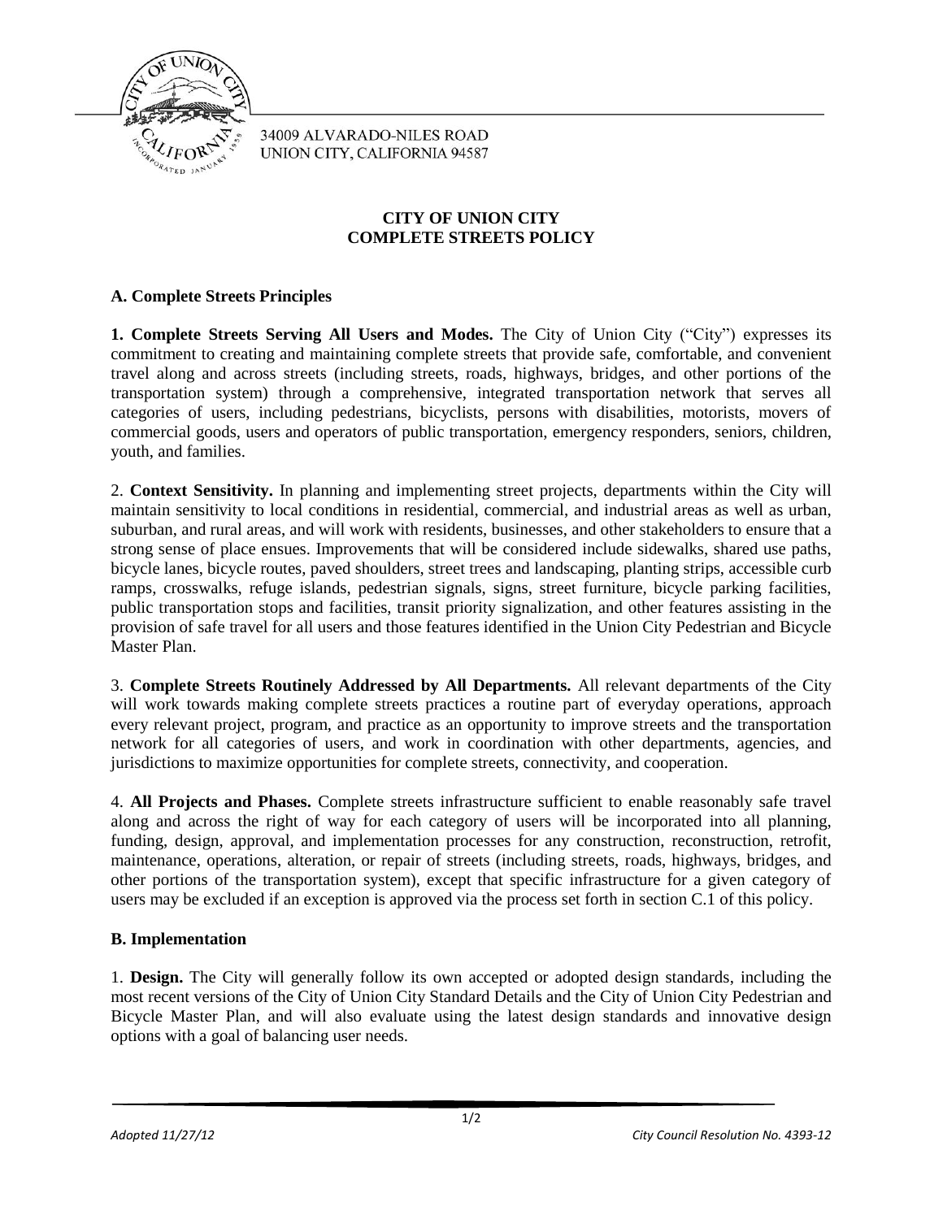34009 ALVARADO-NILES ROAD
UNION CITY, CALIFORNIA 94587

# CITY OF UNION CITY
# COMPLETE STREETS POLICY

## A. Complete Streets Principles

**1. Complete Streets Serving All Users and Modes.** The City of Union City ("City") expresses its commitment to creating and maintaining complete streets that provide safe, comfortable, and convenient travel along and across streets (including streets, roads, highways, bridges, and other portions of the transportation system) through a comprehensive, integrated transportation network that serves all categories of users, including pedestrians, bicyclists, persons with disabilities, motorists, movers of commercial goods, users and operators of public transportation, emergency responders, seniors, children, youth, and families.

2. **Context Sensitivity.** In planning and implementing street projects, departments within the City will maintain sensitivity to local conditions in residential, commercial, and industrial areas as well as urban, suburban, and rural areas, and will work with residents, businesses, and other stakeholders to ensure that a strong sense of place ensues. Improvements that will be considered include sidewalks, shared use paths, bicycle lanes, bicycle routes, paved shoulders, street trees and landscaping, planting strips, accessible curb ramps, crosswalks, refuge islands, pedestrian signals, signs, street furniture, bicycle parking facilities, public transportation stops and facilities, transit priority signalization, and other features assisting in the provision of safe travel for all users and those features identified in the Union City Pedestrian and Bicycle Master Plan.

3. **Complete Streets Routinely Addressed by All Departments.** All relevant departments of the City will work towards making complete streets practices a routine part of everyday operations, approach every relevant project, program, and practice as an opportunity to improve streets and the transportation network for all categories of users, and work in coordination with other departments, agencies, and jurisdictions to maximize opportunities for complete streets, connectivity, and cooperation.

4. **All Projects and Phases.** Complete streets infrastructure sufficient to enable reasonably safe travel along and across the right of way for each category of users will be incorporated into all planning, funding, design, approval, and implementation processes for any construction, reconstruction, retrofit, maintenance, operations, alteration, or repair of streets (including streets, roads, highways, bridges, and other portions of the transportation system), except that specific infrastructure for a given category of users may be excluded if an exception is approved via the process set forth in section C.1 of this policy.

## B. Implementation

1. **Design.** The City will generally follow its own accepted or adopted design standards, including the most recent versions of the City of Union City Standard Details and the City of Union City Pedestrian and Bicycle Master Plan, and will also evaluate using the latest design standards and innovative design options with a goal of balancing user needs.

*Adopted 11/27/12* *City Council Resolution No. 4393-12*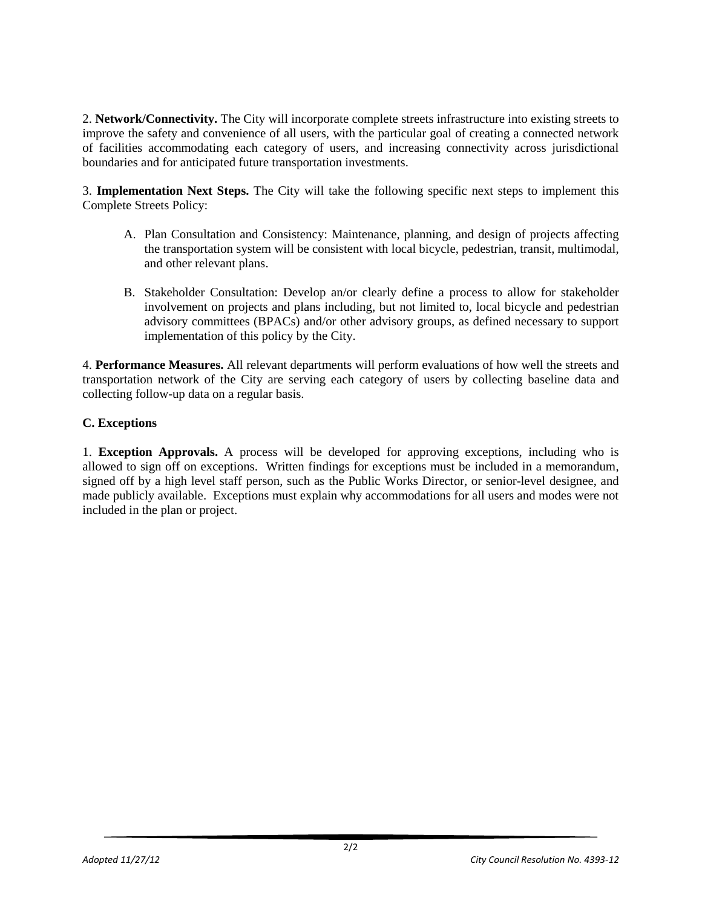2. **Network/Connectivity.** The City will incorporate complete streets infrastructure into existing streets to improve the safety and convenience of all users, with the particular goal of creating a connected network of facilities accommodating each category of users, and increasing connectivity across jurisdictional boundaries and for anticipated future transportation investments.

3. **Implementation Next Steps.** The City will take the following specific next steps to implement this Complete Streets Policy:

A. Plan Consultation and Consistency: Maintenance, planning, and design of projects affecting the transportation system will be consistent with local bicycle, pedestrian, transit, multimodal, and other relevant plans.

B. Stakeholder Consultation: Develop an/or clearly define a process to allow for stakeholder involvement on projects and plans including, but not limited to, local bicycle and pedestrian advisory committees (BPACs) and/or other advisory groups, as defined necessary to support implementation of this policy by the City.

4. **Performance Measures.** All relevant departments will perform evaluations of how well the streets and transportation network of the City are serving each category of users by collecting baseline data and collecting follow-up data on a regular basis.

**C. Exceptions**

1. **Exception Approvals.** A process will be developed for approving exceptions, including who is allowed to sign off on exceptions. Written findings for exceptions must be included in a memorandum, signed off by a high level staff person, such as the Public Works Director, or senior-level designee, and made publicly available. Exceptions must explain why accommodations for all users and modes were not included in the plan or project.